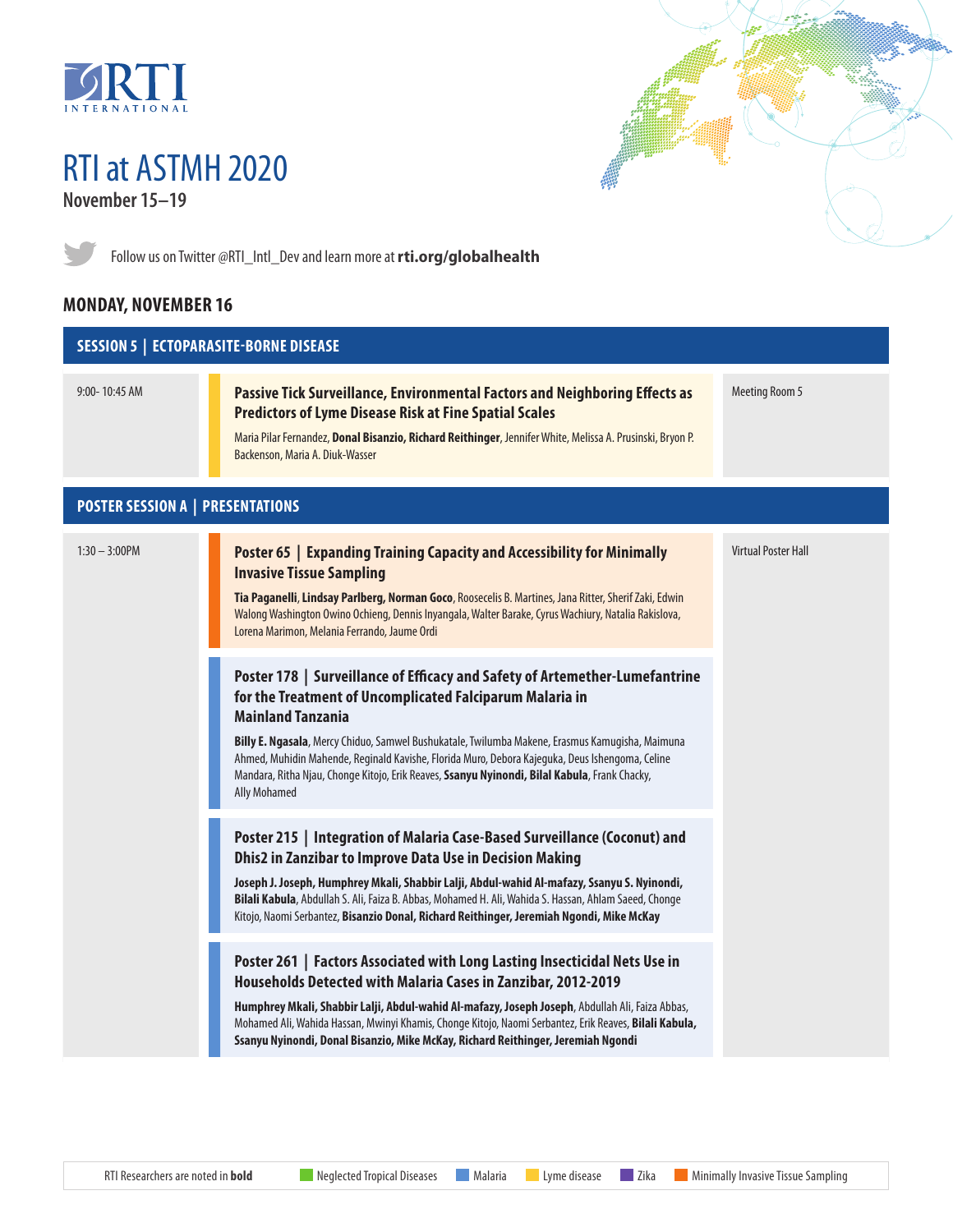RTI INTERNATIONAL

# RTI at ASTMH 2020

**November 15–19**

Follow us on Twitter @RTI_Intl_Dev and learn more at **rti.org/globalhealth**

## MONDAY, NOVEMBER 16

### SESSION 5 | ECTOPARASITE-BORNE DISEASE

| Time | Presentation | Location |
|---|---|---|
| 9:00- 10:45 AM | **Passive Tick Surveillance, Environmental Factors and Neighboring Effects as Predictors of Lyme Disease Risk at Fine Spatial Scales**<br>Maria Pilar Fernandez, **Donal Bisanzio, Richard Reithinger**, Jennifer White, Melissa A. Prusinski, Bryon P. Backenson, Maria A. Diuk-Wasser | Meeting Room 5 |

### POSTER SESSION A | PRESENTATIONS

| Time | Presentation | Location |
|---|---|---|
| 1:30 – 3:00PM | **Poster 65 \| Expanding Training Capacity and Accessibility for Minimally Invasive Tissue Sampling**<br>**Tia Paganelli, Lindsay Parlberg, Norman Goco**, Roosecelis B. Martines, Jana Ritter, Sherif Zaki, Edwin Walong Washington Owino Ochieng, Dennis Inyangala, Walter Barake, Cyrus Wachiury, Natalia Rakislova, Lorena Marimon, Melania Ferrando, Jaume Ordi | Virtual Poster Hall |
| | **Poster 178 \| Surveillance of Efficacy and Safety of Artemether-Lumefantrine for the Treatment of Uncomplicated Falciparum Malaria in Mainland Tanzania**<br>**Billy E. Ngasala**, Mercy Chiduo, Samwel Bushukatale, Twilumba Makene, Erasmus Kamugisha, Maimuna Ahmed, Muhidin Mahende, Reginald Kavishe, Florida Muro, Debora Kajeguka, Deus Ishengoma, Celine Mandara, Ritha Njau, Chonge Kitojo, Erik Reaves, **Ssanyu Nyinondi, Bilal Kabula**, Frank Chacky, Ally Mohamed | |
| | **Poster 215 \| Integration of Malaria Case-Based Surveillance (Coconut) and Dhis2 in Zanzibar to Improve Data Use in Decision Making**<br>**Joseph J. Joseph, Humphrey Mkali, Shabbir Lalji, Abdul-wahid Al-mafazy, Ssanyu S. Nyinondi, Bilali Kabula**, Abdullah S. Ali, Faiza B. Abbas, Mohamed H. Ali, Wahida S. Hassan, Ahlam Saeed, Chonge Kitojo, Naomi Serbantez, **Bisanzio Donal, Richard Reithinger, Jeremiah Ngondi, Mike McKay** | |
| | **Poster 261 \| Factors Associated with Long Lasting Insecticidal Nets Use in Households Detected with Malaria Cases in Zanzibar, 2012-2019**<br>**Humphrey Mkali, Shabbir Lalji, Abdul-wahid Al-mafazy, Joseph Joseph**, Abdullah Ali, Faiza Abbas, Mohamed Ali, Wahida Hassan, Mwinyi Khamis, Chonge Kitojo, Naomi Serbantez, Erik Reaves, **Bilali Kabula, Ssanyu Nyinondi, Donal Bisanzio, Mike McKay, Richard Reithinger, Jeremiah Ngondi** | |

RTI Researchers are noted in **bold** | Neglected Tropical Diseases | Malaria | Lyme disease | Zika | Minimally Invasive Tissue Sampling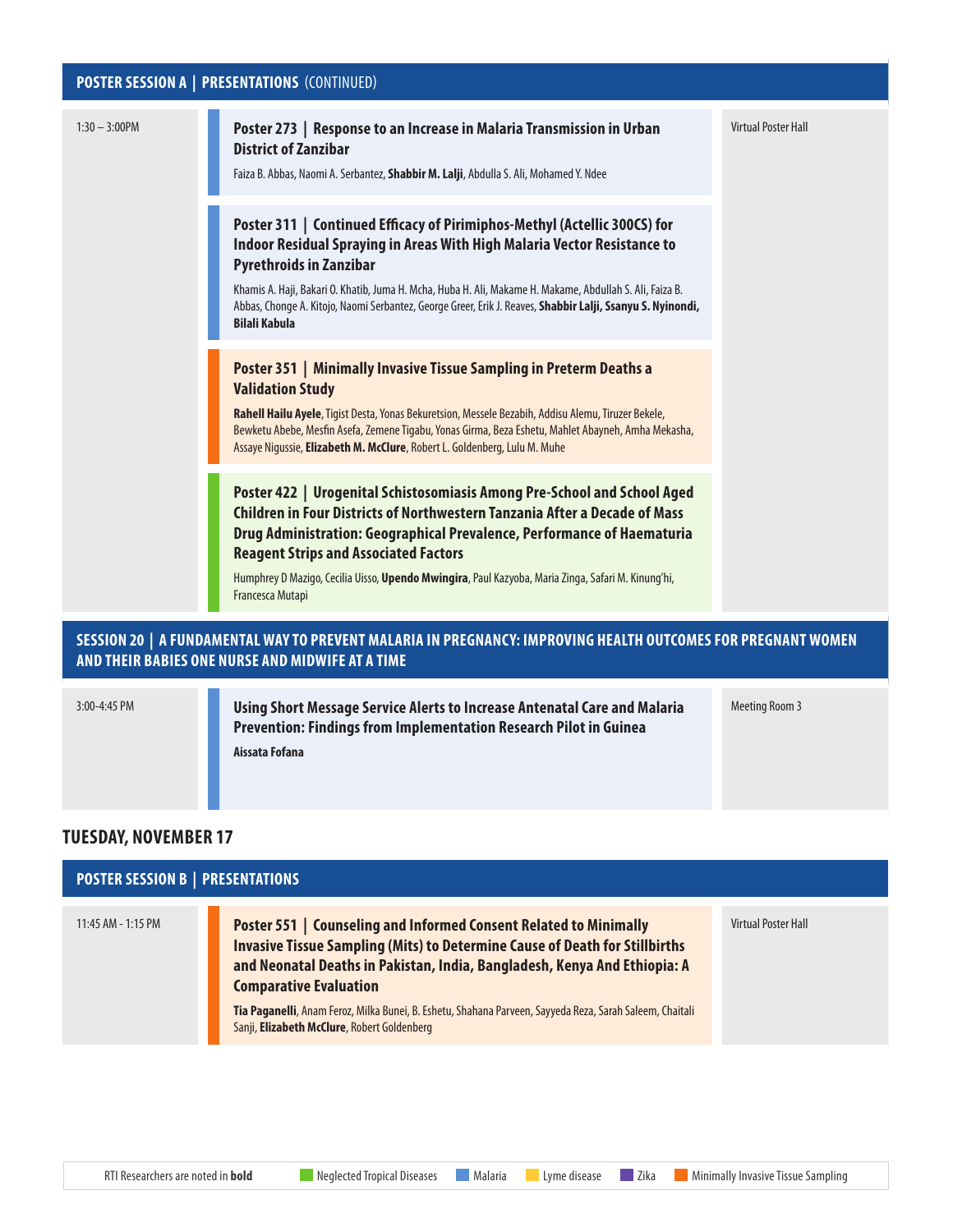## POSTER SESSION A | PRESENTATIONS (CONTINUED)

| Time | Presentation | Location |
|---|---|---|
| 1:30 – 3:00PM | **Poster 273 \| Response to an Increase in Malaria Transmission in Urban District of Zanzibar**<br>Faiza B. Abbas, Naomi A. Serbantez, **Shabbir M. Lalji**, Abdulla S. Ali, Mohamed Y. Ndee | Virtual Poster Hall |
| | **Poster 311 \| Continued Efficacy of Pirimiphos-Methyl (Actellic 300CS) for Indoor Residual Spraying in Areas With High Malaria Vector Resistance to Pyrethroids in Zanzibar**<br>Khamis A. Haji, Bakari O. Khatib, Juma H. Mcha, Huba H. Ali, Makame H. Makame, Abdullah S. Ali, Faiza B. Abbas, Chonge A. Kitojo, Naomi Serbantez, George Greer, Erik J. Reaves, **Shabbir Lalji, Ssanyu S. Nyinondi, Bilali Kabula** | |
| | **Poster 351 \| Minimally Invasive Tissue Sampling in Preterm Deaths a Validation Study**<br>**Rahell Hailu Ayele**, Tigist Desta, Yonas Bekuretsion, Messele Bezabih, Addisu Alemu, Tiruzer Bekele, Bewketu Abebe, Mesfin Asefa, Zemene Tigabu, Yonas Girma, Beza Eshetu, Mahlet Abayneh, Amha Mekasha, Assaye Nigussie, **Elizabeth M. McClure**, Robert L. Goldenberg, Lulu M. Muhe | |
| | **Poster 422 \| Urogenital Schistosomiasis Among Pre-School and School Aged Children in Four Districts of Northwestern Tanzania After a Decade of Mass Drug Administration: Geographical Prevalence, Performance of Haematuria Reagent Strips and Associated Factors**<br>Humphrey D Mazigo, Cecilia Uisso, **Upendo Mwingira**, Paul Kazyoba, Maria Zinga, Safari M. Kinung'hi, Francesca Mutapi | |

## SESSION 20 | A FUNDAMENTAL WAY TO PREVENT MALARIA IN PREGNANCY: IMPROVING HEALTH OUTCOMES FOR PREGNANT WOMEN AND THEIR BABIES ONE NURSE AND MIDWIFE AT A TIME

| Time | Presentation | Location |
|---|---|---|
| 3:00-4:45 PM | **Using Short Message Service Alerts to Increase Antenatal Care and Malaria Prevention: Findings from Implementation Research Pilot in Guinea**<br>**Aissata Fofana** | Meeting Room 3 |

# TUESDAY, NOVEMBER 17

## POSTER SESSION B | PRESENTATIONS

| Time | Presentation | Location |
|---|---|---|
| 11:45 AM - 1:15 PM | **Poster 551 \| Counseling and Informed Consent Related to Minimally Invasive Tissue Sampling (Mits) to Determine Cause of Death for Stillbirths and Neonatal Deaths in Pakistan, India, Bangladesh, Kenya And Ethiopia: A Comparative Evaluation**<br>**Tia Paganelli**, Anam Feroz, Milka Bunei, B. Eshetu, Shahana Parveen, Sayyeda Reza, Sarah Saleem, Chaitali Sanji, **Elizabeth McClure**, Robert Goldenberg | Virtual Poster Hall |

RTI Researchers are noted in **bold** | Neglected Tropical Diseases | Malaria | Lyme disease | Zika | Minimally Invasive Tissue Sampling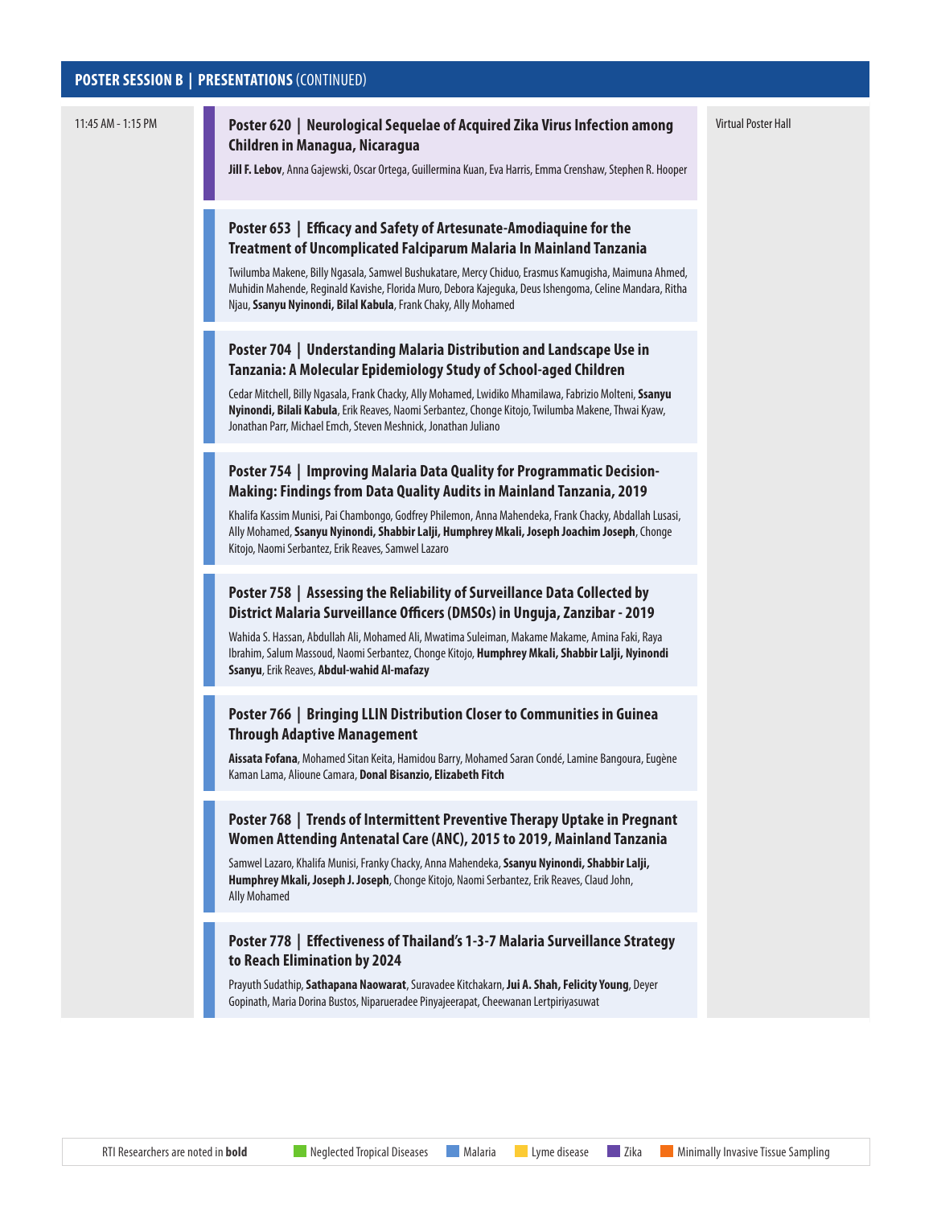## POSTER SESSION B | PRESENTATIONS (CONTINUED)

11:45 AM - 1:15 PM

Virtual Poster Hall

### Poster 620 | Neurological Sequelae of Acquired Zika Virus Infection among Children in Managua, Nicaragua

**Jill F. Lebov**, Anna Gajewski, Oscar Ortega, Guillermina Kuan, Eva Harris, Emma Crenshaw, Stephen R. Hooper

### Poster 653 | Efficacy and Safety of Artesunate-Amodiaquine for the Treatment of Uncomplicated Falciparum Malaria In Mainland Tanzania

Twilumba Makene, Billy Ngasala, Samwel Bushukatare, Mercy Chiduo, Erasmus Kamugisha, Maimuna Ahmed, Muhidin Mahende, Reginald Kavishe, Florida Muro, Debora Kajeguka, Deus Ishengoma, Celine Mandara, Ritha Njau, **Ssanyu Nyinondi, Bilal Kabula**, Frank Chaky, Ally Mohamed

### Poster 704 | Understanding Malaria Distribution and Landscape Use in Tanzania: A Molecular Epidemiology Study of School-aged Children

Cedar Mitchell, Billy Ngasala, Frank Chacky, Ally Mohamed, Lwidiko Mhamilawa, Fabrizio Molteni, **Ssanyu Nyinondi, Bilali Kabula**, Erik Reaves, Naomi Serbantez, Chonge Kitojo, Twilumba Makene, Thwai Kyaw, Jonathan Parr, Michael Emch, Steven Meshnick, Jonathan Juliano

### Poster 754 | Improving Malaria Data Quality for Programmatic Decision-Making: Findings from Data Quality Audits in Mainland Tanzania, 2019

Khalifa Kassim Munisi, Pai Chambongo, Godfrey Philemon, Anna Mahendeka, Frank Chacky, Abdallah Lusasi, Ally Mohamed, **Ssanyu Nyinondi, Shabbir Lalji, Humphrey Mkali, Joseph Joachim Joseph**, Chonge Kitojo, Naomi Serbantez, Erik Reaves, Samwel Lazaro

### Poster 758 | Assessing the Reliability of Surveillance Data Collected by District Malaria Surveillance Officers (DMSOs) in Unguja, Zanzibar - 2019

Wahida S. Hassan, Abdullah Ali, Mohamed Ali, Mwatima Suleiman, Makame Makame, Amina Faki, Raya Ibrahim, Salum Massoud, Naomi Serbantez, Chonge Kitojo, **Humphrey Mkali, Shabbir Lalji, Nyinondi Ssanyu**, Erik Reaves, **Abdul-wahid Al-mafazy**

### Poster 766 | Bringing LLIN Distribution Closer to Communities in Guinea Through Adaptive Management

**Aissata Fofana**, Mohamed Sitan Keita, Hamidou Barry, Mohamed Saran Condé, Lamine Bangoura, Eugène Kaman Lama, Alioune Camara, **Donal Bisanzio, Elizabeth Fitch**

### Poster 768 | Trends of Intermittent Preventive Therapy Uptake in Pregnant Women Attending Antenatal Care (ANC), 2015 to 2019, Mainland Tanzania

Samwel Lazaro, Khalifa Munisi, Franky Chacky, Anna Mahendeka, **Ssanyu Nyinondi, Shabbir Lalji, Humphrey Mkali, Joseph J. Joseph**, Chonge Kitojo, Naomi Serbantez, Erik Reaves, Claud John, Ally Mohamed

### Poster 778 | Effectiveness of Thailand's 1-3-7 Malaria Surveillance Strategy to Reach Elimination by 2024

Prayuth Sudathip, **Sathapana Naowarat**, Suravadee Kitchakarn, **Jui A. Shah, Felicity Young**, Deyer Gopinath, Maria Dorina Bustos, Niparueradee Pinyajeerapat, Cheewanan Lertpiriyasuwat

RTI Researchers are noted in **bold** | Neglected Tropical Diseases | Malaria | Lyme disease | Zika | Minimally Invasive Tissue Sampling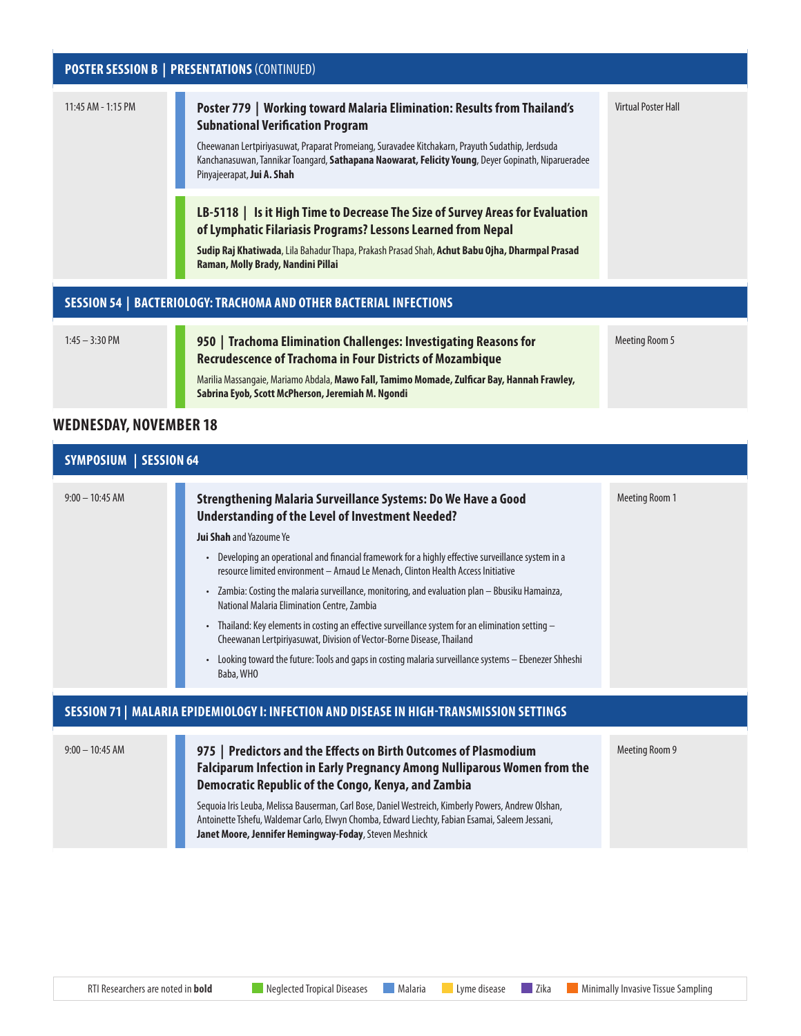## POSTER SESSION B | PRESENTATIONS (CONTINUED)

11:45 AM - 1:15 PM — Virtual Poster Hall

**Poster 779 | Working toward Malaria Elimination: Results from Thailand's Subnational Verification Program**

Cheewanan Lertpiriyasuwat, Praparat Promeiang, Suravadee Kitchakarn, Prayuth Sudathip, Jerdsuda Kanchanasuwan, Tannikar Toangard, **Sathapana Naowarat, Felicity Young**, Deyer Gopinath, Niparueradee Pinyajeerapat, **Jui A. Shah**

**LB-5118 | Is it High Time to Decrease The Size of Survey Areas for Evaluation of Lymphatic Filariasis Programs? Lessons Learned from Nepal**

**Sudip Raj Khatiwada**, Lila Bahadur Thapa, Prakash Prasad Shah, **Achut Babu Ojha, Dharmpal Prasad Raman, Molly Brady, Nandini Pillai**

## SESSION 54 | BACTERIOLOGY: TRACHOMA AND OTHER BACTERIAL INFECTIONS

1:45 – 3:30 PM — Meeting Room 5

**950 | Trachoma Elimination Challenges: Investigating Reasons for Recrudescence of Trachoma in Four Districts of Mozambique**

Marilia Massangaie, Mariamo Abdala, **Mawo Fall, Tamimo Momade, Zulficar Bay, Hannah Frawley, Sabrina Eyob, Scott McPherson, Jeremiah M. Ngondi**

# WEDNESDAY, NOVEMBER 18

## SYMPOSIUM | SESSION 64

9:00 – 10:45 AM — Meeting Room 1

**Strengthening Malaria Surveillance Systems: Do We Have a Good Understanding of the Level of Investment Needed?**

**Jui Shah** and Yazoume Ye

- Developing an operational and financial framework for a highly effective surveillance system in a resource limited environment – Arnaud Le Menach, Clinton Health Access Initiative
- Zambia: Costing the malaria surveillance, monitoring, and evaluation plan – Bbusiku Hamainza, National Malaria Elimination Centre, Zambia
- Thailand: Key elements in costing an effective surveillance system for an elimination setting – Cheewanan Lertpiriyasuwat, Division of Vector-Borne Disease, Thailand
- Looking toward the future: Tools and gaps in costing malaria surveillance systems – Ebenezer Shheshi Baba, WHO

## SESSION 71 | MALARIA EPIDEMIOLOGY I: INFECTION AND DISEASE IN HIGH-TRANSMISSION SETTINGS

9:00 – 10:45 AM — Meeting Room 9

**975 | Predictors and the Effects on Birth Outcomes of Plasmodium Falciparum Infection in Early Pregnancy Among Nulliparous Women from the Democratic Republic of the Congo, Kenya, and Zambia**

Sequoia Iris Leuba, Melissa Bauserman, Carl Bose, Daniel Westreich, Kimberly Powers, Andrew Olshan, Antoinette Tshefu, Waldemar Carlo, Elwyn Chomba, Edward Liechty, Fabian Esamai, Saleem Jessani, **Janet Moore, Jennifer Hemingway-Foday**, Steven Meshnick

RTI Researchers are noted in **bold** | Neglected Tropical Diseases | Malaria | Lyme disease | Zika | Minimally Invasive Tissue Sampling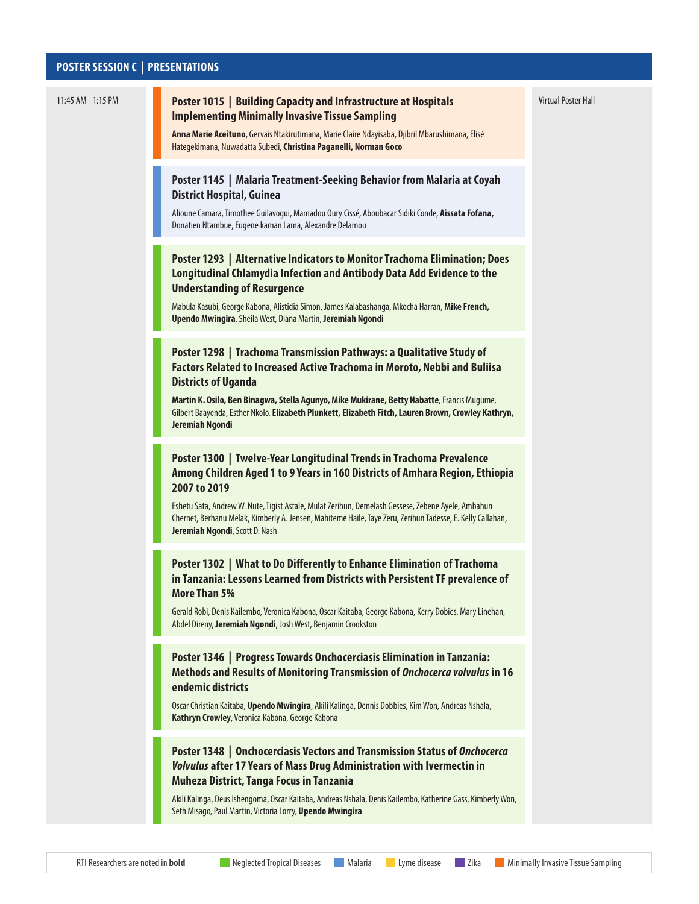## POSTER SESSION C | PRESENTATIONS

11:45 AM - 1:15 PM

Virtual Poster Hall

### Poster 1015 | Building Capacity and Infrastructure at Hospitals Implementing Minimally Invasive Tissue Sampling

**Anna Marie Aceituno**, Gervais Ntakirutimana, Marie Claire Ndayisaba, Djibril Mbarushimana, Elisé Hategekimana, Nuwadatta Subedi, **Christina Paganelli, Norman Goco**

### Poster 1145 | Malaria Treatment-Seeking Behavior from Malaria at Coyah District Hospital, Guinea

Alioune Camara, Timothee Guilavogui, Mamadou Oury Cissé, Aboubacar Sidiki Conde, **Aissata Fofana,** Donatien Ntambue, Eugene kaman Lama, Alexandre Delamou

### Poster 1293 | Alternative Indicators to Monitor Trachoma Elimination; Does Longitudinal Chlamydia Infection and Antibody Data Add Evidence to the Understanding of Resurgence

Mabula Kasubi, George Kabona, Alistidia Simon, James Kalabashanga, Mkocha Harran, **Mike French, Upendo Mwingira**, Sheila West, Diana Martin, **Jeremiah Ngondi**

### Poster 1298 | Trachoma Transmission Pathways: a Qualitative Study of Factors Related to Increased Active Trachoma in Moroto, Nebbi and Buliisa Districts of Uganda

**Martin K. Osilo, Ben Binagwa, Stella Agunyo, Mike Mukirane, Betty Nabatte**, Francis Mugume, Gilbert Baayenda, Esther Nkolo, **Elizabeth Plunkett, Elizabeth Fitch, Lauren Brown, Crowley Kathryn, Jeremiah Ngondi**

### Poster 1300 | Twelve-Year Longitudinal Trends in Trachoma Prevalence Among Children Aged 1 to 9 Years in 160 Districts of Amhara Region, Ethiopia 2007 to 2019

Eshetu Sata, Andrew W. Nute, Tigist Astale, Mulat Zerihun, Demelash Gessese, Zebene Ayele, Ambahun Chernet, Berhanu Melak, Kimberly A. Jensen, Mahiteme Haile, Taye Zeru, Zerihun Tadesse, E. Kelly Callahan, **Jeremiah Ngondi**, Scott D. Nash

### Poster 1302 | What to Do Differently to Enhance Elimination of Trachoma in Tanzania: Lessons Learned from Districts with Persistent TF prevalence of More Than 5%

Gerald Robi, Denis Kailembo, Veronica Kabona, Oscar Kaitaba, George Kabona, Kerry Dobies, Mary Linehan, Abdel Direny, **Jeremiah Ngondi**, Josh West, Benjamin Crookston

### Poster 1346 | Progress Towards Onchocerciasis Elimination in Tanzania: Methods and Results of Monitoring Transmission of *Onchocerca volvulus* in 16 endemic districts

Oscar Christian Kaitaba, **Upendo Mwingira**, Akili Kalinga, Dennis Dobbies, Kim Won, Andreas Nshala, **Kathryn Crowley**, Veronica Kabona, George Kabona

### Poster 1348 | Onchocerciasis Vectors and Transmission Status of *Onchocerca Volvulus* after 17 Years of Mass Drug Administration with Ivermectin in Muheza District, Tanga Focus in Tanzania

Akili Kalinga, Deus Ishengoma, Oscar Kaitaba, Andreas Nshala, Denis Kailembo, Katherine Gass, Kimberly Won, Seth Misago, Paul Martin, Victoria Lorry, **Upendo Mwingira**

RTI Researchers are noted in **bold** | Neglected Tropical Diseases | Malaria | Lyme disease | Zika | Minimally Invasive Tissue Sampling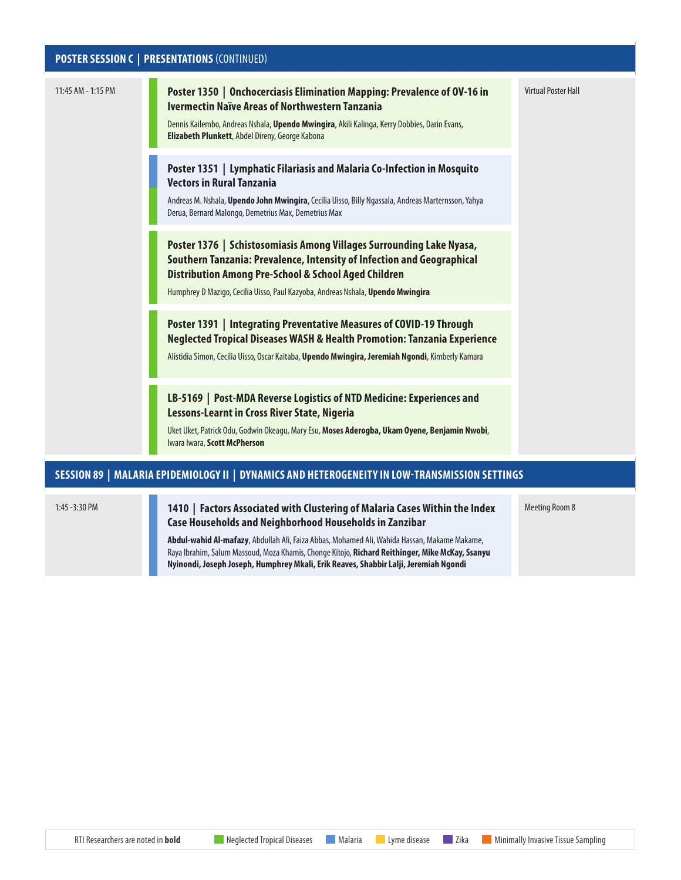## POSTER SESSION C | PRESENTATIONS (CONTINUED)

| Time | Presentation | Location |
|---|---|---|
| 11:45 AM - 1:15 PM | **Poster 1350 \| Onchocerciasis Elimination Mapping: Prevalence of OV-16 in Ivermectin Naïve Areas of Northwestern Tanzania**<br>Dennis Kailembo, Andreas Nshala, **Upendo Mwingira**, Akili Kalinga, Kerry Dobbies, Darin Evans, **Elizabeth Plunkett**, Abdel Direny, George Kabona | Virtual Poster Hall |
| | **Poster 1351 \| Lymphatic Filariasis and Malaria Co-Infection in Mosquito Vectors in Rural Tanzania**<br>Andreas M. Nshala, **Upendo John Mwingira**, Cecilia Uisso, Billy Ngassala, Andreas Marternsson, Yahya Derua, Bernard Malongo, Demetrius Max, Demetrius Max | |
| | **Poster 1376 \| Schistosomiasis Among Villages Surrounding Lake Nyasa, Southern Tanzania: Prevalence, Intensity of Infection and Geographical Distribution Among Pre-School & School Aged Children**<br>Humphrey D Mazigo, Cecilia Uisso, Paul Kazyoba, Andreas Nshala, **Upendo Mwingira** | |
| | **Poster 1391 \| Integrating Preventative Measures of COVID-19 Through Neglected Tropical Diseases WASH & Health Promotion: Tanzania Experience**<br>Alistidia Simon, Cecilia Uisso, Oscar Kaitaba, **Upendo Mwingira, Jeremiah Ngondi**, Kimberly Kamara | |
| | **LB-5169 \| Post-MDA Reverse Logistics of NTD Medicine: Experiences and Lessons-Learnt in Cross River State, Nigeria**<br>Uket Uket, Patrick Odu, Godwin Okeagu, Mary Esu, **Moses Aderogba, Ukam Oyene, Benjamin Nwobi**, Iwara Iwara, **Scott McPherson** | |

## SESSION 89 | MALARIA EPIDEMIOLOGY II | DYNAMICS AND HETEROGENEITY IN LOW-TRANSMISSION SETTINGS

| Time | Presentation | Location |
|---|---|---|
| 1:45 -3:30 PM | **1410 \| Factors Associated with Clustering of Malaria Cases Within the Index Case Households and Neighborhood Households in Zanzibar**<br>**Abdul-wahid Al-mafazy**, Abdullah Ali, Faiza Abbas, Mohamed Ali, Wahida Hassan, Makame Makame, Raya Ibrahim, Salum Massoud, Moza Khamis, Chonge Kitojo, **Richard Reithinger, Mike McKay, Ssanyu Nyinondi, Joseph Joseph, Humphrey Mkali, Erik Reaves, Shabbir Lalji, Jeremiah Ngondi** | Meeting Room 8 |

RTI Researchers are noted in **bold** — Neglected Tropical Diseases · Malaria · Lyme disease · Zika · Minimally Invasive Tissue Sampling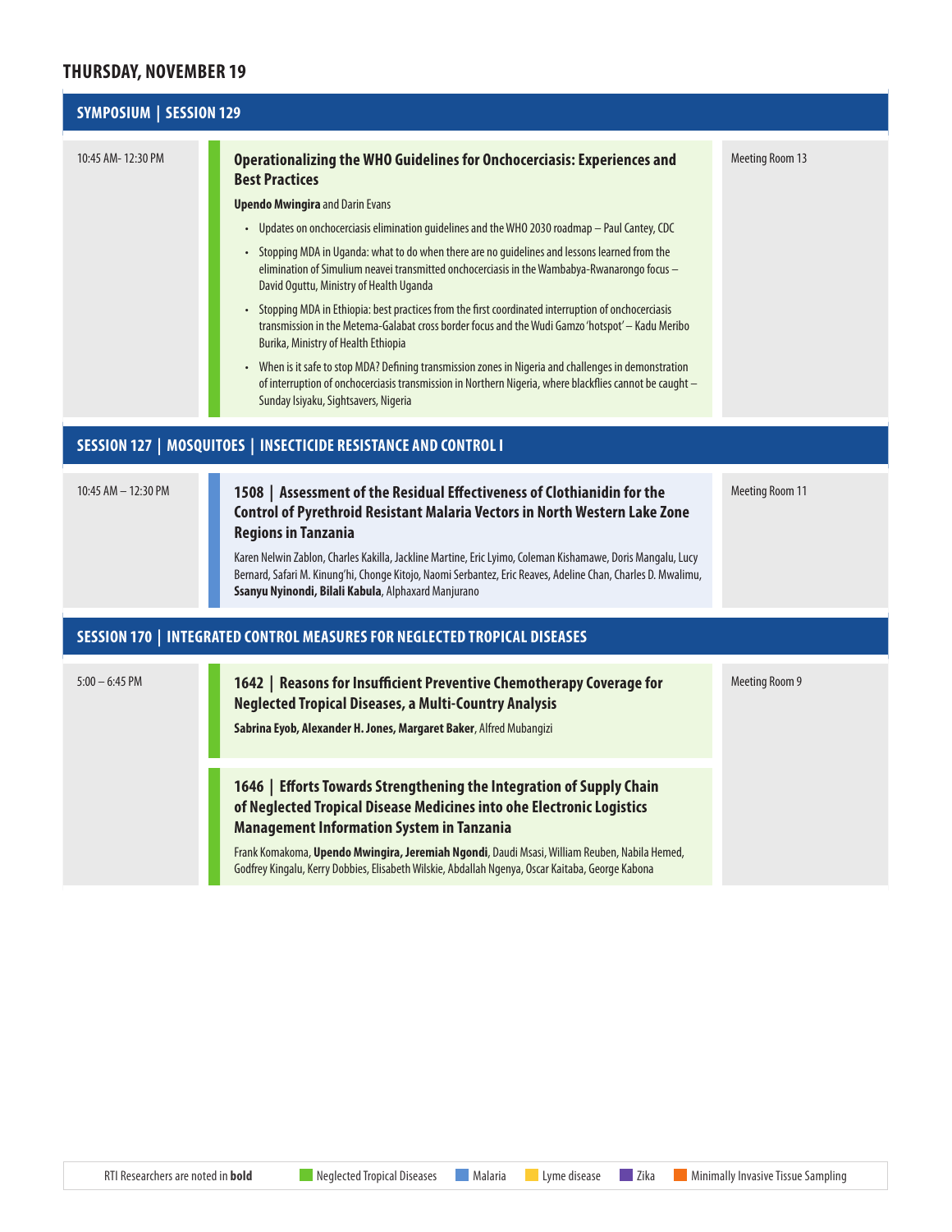## THURSDAY, NOVEMBER 19

### SYMPOSIUM | SESSION 129

10:45 AM- 12:30 PM

**Operationalizing the WHO Guidelines for Onchocerciasis: Experiences and Best Practices**

**Upendo Mwingira** and Darin Evans

- Updates on onchocerciasis elimination guidelines and the WHO 2030 roadmap – Paul Cantey, CDC
- Stopping MDA in Uganda: what to do when there are no guidelines and lessons learned from the elimination of Simulium neavei transmitted onchocerciasis in the Wambabya-Rwanarongo focus – David Oguttu, Ministry of Health Uganda
- Stopping MDA in Ethiopia: best practices from the first coordinated interruption of onchocerciasis transmission in the Metema-Galabat cross border focus and the Wudi Gamzo 'hotspot' – Kadu Meribo Burika, Ministry of Health Ethiopia
- When is it safe to stop MDA? Defining transmission zones in Nigeria and challenges in demonstration of interruption of onchocerciasis transmission in Northern Nigeria, where blackflies cannot be caught – Sunday Isiyaku, Sightsavers, Nigeria

Meeting Room 13

### SESSION 127 | MOSQUITOES | INSECTICIDE RESISTANCE AND CONTROL I

10:45 AM – 12:30 PM

**1508 | Assessment of the Residual Effectiveness of Clothianidin for the Control of Pyrethroid Resistant Malaria Vectors in North Western Lake Zone Regions in Tanzania**

Karen Nelwin Zablon, Charles Kakilla, Jackline Martine, Eric Lyimo, Coleman Kishamawe, Doris Mangalu, Lucy Bernard, Safari M. Kinung'hi, Chonge Kitojo, Naomi Serbantez, Eric Reaves, Adeline Chan, Charles D. Mwalimu, **Ssanyu Nyinondi, Bilali Kabula**, Alphaxard Manjurano

Meeting Room 11

### SESSION 170 | INTEGRATED CONTROL MEASURES FOR NEGLECTED TROPICAL DISEASES

5:00 – 6:45 PM

**1642 | Reasons for Insufficient Preventive Chemotherapy Coverage for Neglected Tropical Diseases, a Multi-Country Analysis**

**Sabrina Eyob, Alexander H. Jones, Margaret Baker**, Alfred Mubangizi

**1646 | Efforts Towards Strengthening the Integration of Supply Chain of Neglected Tropical Disease Medicines into ohe Electronic Logistics Management Information System in Tanzania**

Frank Komakoma, **Upendo Mwingira, Jeremiah Ngondi**, Daudi Msasi, William Reuben, Nabila Hemed, Godfrey Kingalu, Kerry Dobbies, Elisabeth Wilskie, Abdallah Ngenya, Oscar Kaitaba, George Kabona

Meeting Room 9

RTI Researchers are noted in **bold** | Neglected Tropical Diseases | Malaria | Lyme disease | Zika | Minimally Invasive Tissue Sampling